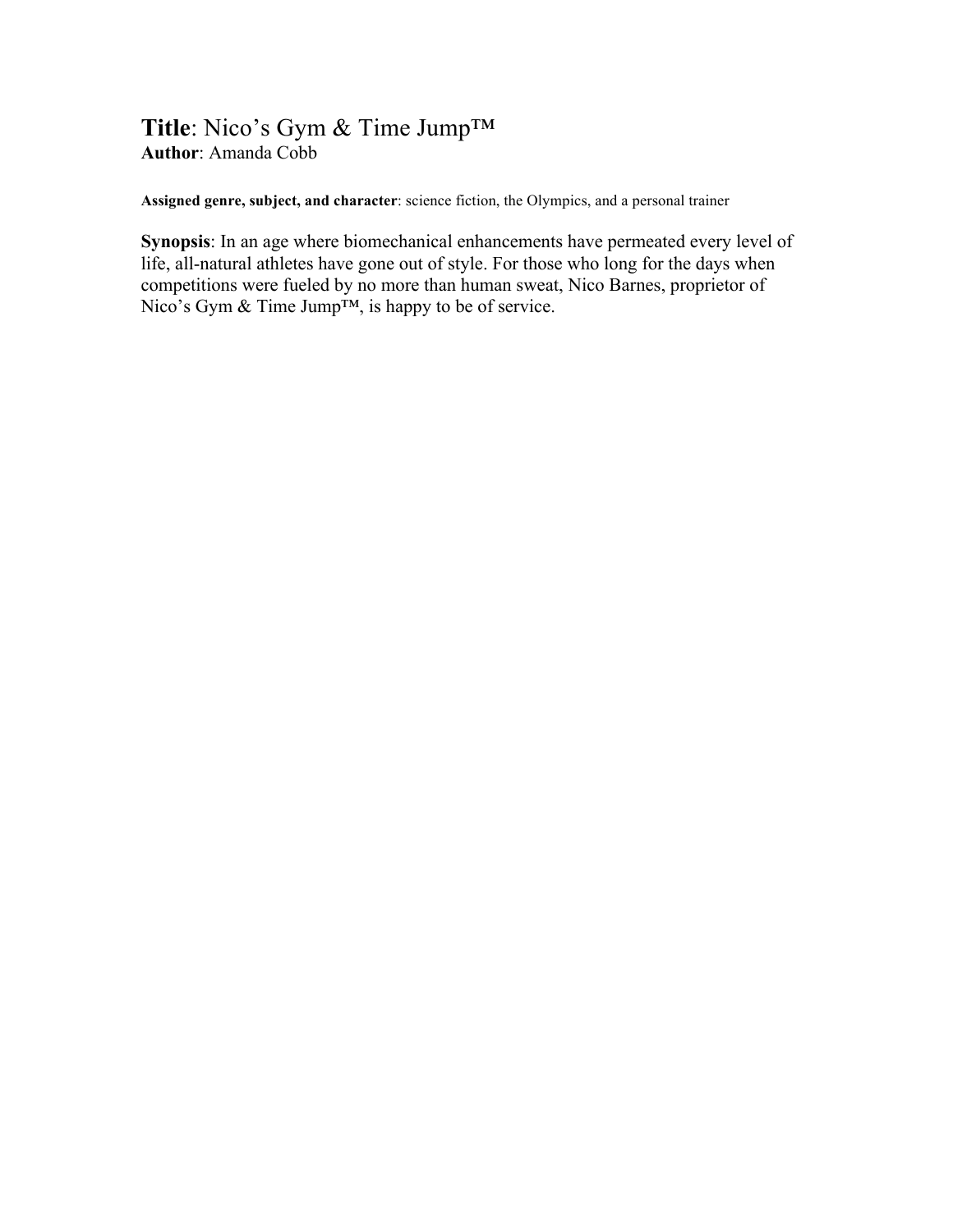**Title**: Nico's Gym & Time Jump™
**Author**: Amanda Cobb

**Assigned genre, subject, and character**: science fiction, the Olympics, and a personal trainer

**Synopsis**: In an age where biomechanical enhancements have permeated every level of life, all-natural athletes have gone out of style. For those who long for the days when competitions were fueled by no more than human sweat, Nico Barnes, proprietor of Nico's Gym & Time Jump™, is happy to be of service.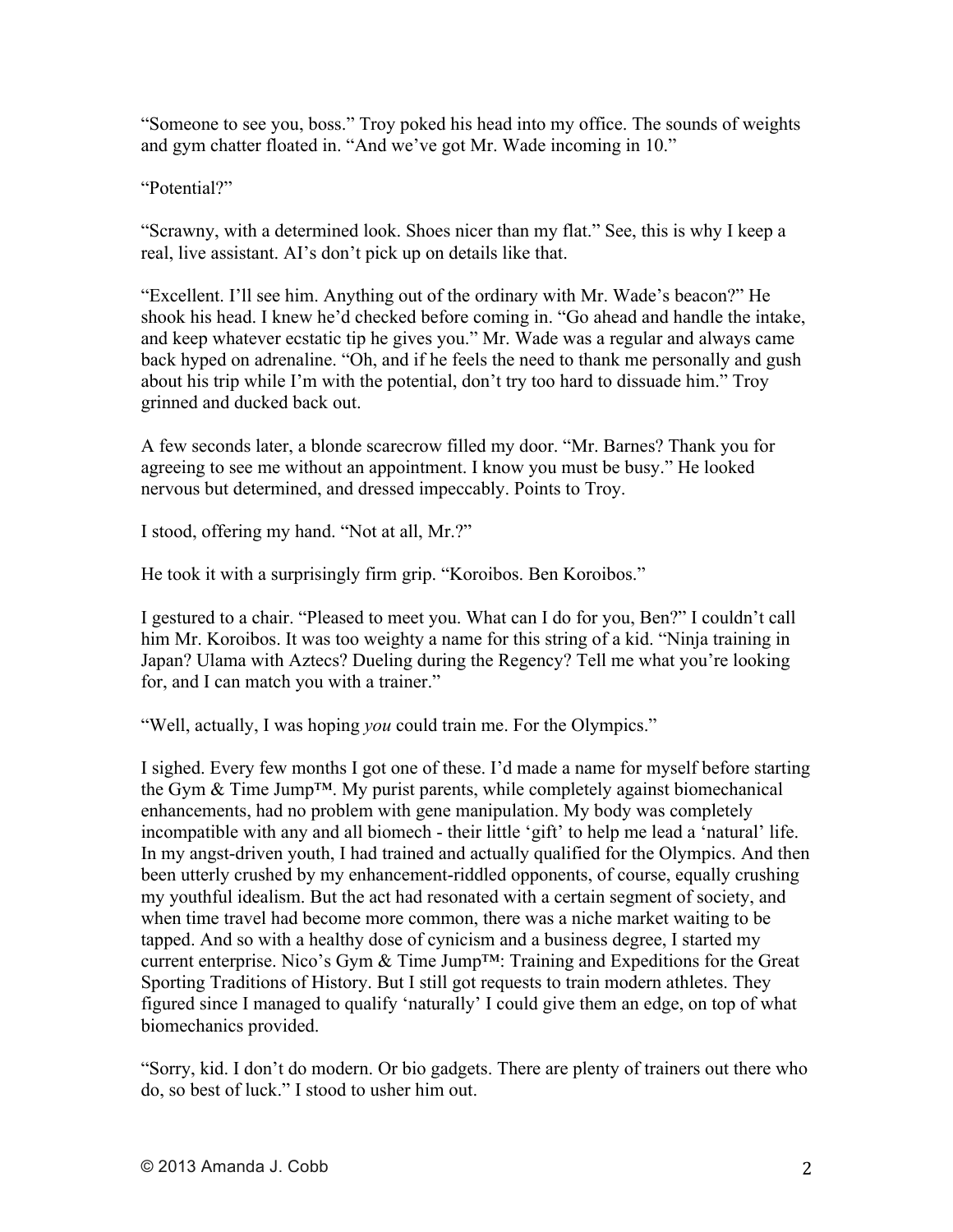"Someone to see you, boss." Troy poked his head into my office. The sounds of weights and gym chatter floated in. "And we've got Mr. Wade incoming in 10."

"Potential?"

"Scrawny, with a determined look. Shoes nicer than my flat." See, this is why I keep a real, live assistant. AI's don't pick up on details like that.

"Excellent. I'll see him. Anything out of the ordinary with Mr. Wade's beacon?" He shook his head. I knew he'd checked before coming in. "Go ahead and handle the intake, and keep whatever ecstatic tip he gives you." Mr. Wade was a regular and always came back hyped on adrenaline. "Oh, and if he feels the need to thank me personally and gush about his trip while I'm with the potential, don't try too hard to dissuade him." Troy grinned and ducked back out.

A few seconds later, a blonde scarecrow filled my door. "Mr. Barnes? Thank you for agreeing to see me without an appointment. I know you must be busy." He looked nervous but determined, and dressed impeccably. Points to Troy.

I stood, offering my hand. "Not at all, Mr.?"

He took it with a surprisingly firm grip. "Koroibos. Ben Koroibos."

I gestured to a chair. "Pleased to meet you. What can I do for you, Ben?" I couldn't call him Mr. Koroibos. It was too weighty a name for this string of a kid. "Ninja training in Japan? Ulama with Aztecs? Dueling during the Regency? Tell me what you're looking for, and I can match you with a trainer."

"Well, actually, I was hoping *you* could train me. For the Olympics."

I sighed. Every few months I got one of these. I'd made a name for myself before starting the Gym & Time Jump™. My purist parents, while completely against biomechanical enhancements, had no problem with gene manipulation. My body was completely incompatible with any and all biomech - their little 'gift' to help me lead a 'natural' life. In my angst-driven youth, I had trained and actually qualified for the Olympics. And then been utterly crushed by my enhancement-riddled opponents, of course, equally crushing my youthful idealism. But the act had resonated with a certain segment of society, and when time travel had become more common, there was a niche market waiting to be tapped. And so with a healthy dose of cynicism and a business degree, I started my current enterprise. Nico's Gym & Time Jump™: Training and Expeditions for the Great Sporting Traditions of History. But I still got requests to train modern athletes. They figured since I managed to qualify 'naturally' I could give them an edge, on top of what biomechanics provided.

"Sorry, kid. I don't do modern. Or bio gadgets. There are plenty of trainers out there who do, so best of luck." I stood to usher him out.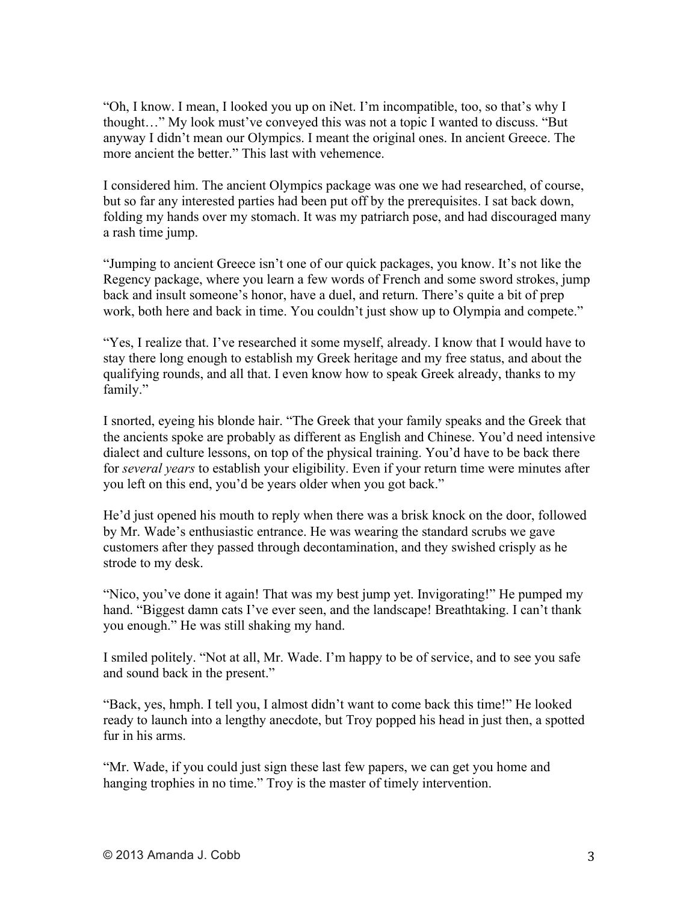"Oh, I know. I mean, I looked you up on iNet. I'm incompatible, too, so that's why I thought…" My look must've conveyed this was not a topic I wanted to discuss. "But anyway I didn't mean our Olympics. I meant the original ones. In ancient Greece. The more ancient the better." This last with vehemence.

I considered him. The ancient Olympics package was one we had researched, of course, but so far any interested parties had been put off by the prerequisites. I sat back down, folding my hands over my stomach. It was my patriarch pose, and had discouraged many a rash time jump.

"Jumping to ancient Greece isn't one of our quick packages, you know. It's not like the Regency package, where you learn a few words of French and some sword strokes, jump back and insult someone's honor, have a duel, and return. There's quite a bit of prep work, both here and back in time. You couldn't just show up to Olympia and compete."

"Yes, I realize that. I've researched it some myself, already. I know that I would have to stay there long enough to establish my Greek heritage and my free status, and about the qualifying rounds, and all that. I even know how to speak Greek already, thanks to my family."

I snorted, eyeing his blonde hair. "The Greek that your family speaks and the Greek that the ancients spoke are probably as different as English and Chinese. You'd need intensive dialect and culture lessons, on top of the physical training. You'd have to be back there for *several years* to establish your eligibility. Even if your return time were minutes after you left on this end, you'd be years older when you got back."

He'd just opened his mouth to reply when there was a brisk knock on the door, followed by Mr. Wade's enthusiastic entrance. He was wearing the standard scrubs we gave customers after they passed through decontamination, and they swished crisply as he strode to my desk.

"Nico, you've done it again! That was my best jump yet. Invigorating!" He pumped my hand. "Biggest damn cats I've ever seen, and the landscape! Breathtaking. I can't thank you enough." He was still shaking my hand.

I smiled politely. "Not at all, Mr. Wade. I'm happy to be of service, and to see you safe and sound back in the present."

"Back, yes, hmph. I tell you, I almost didn't want to come back this time!" He looked ready to launch into a lengthy anecdote, but Troy popped his head in just then, a spotted fur in his arms.

"Mr. Wade, if you could just sign these last few papers, we can get you home and hanging trophies in no time." Troy is the master of timely intervention.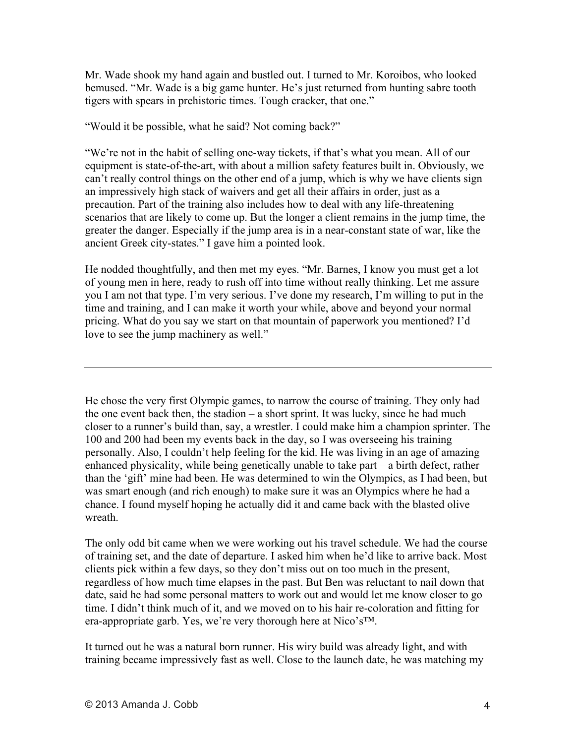Mr. Wade shook my hand again and bustled out. I turned to Mr. Koroibos, who looked bemused. “Mr. Wade is a big game hunter. He’s just returned from hunting sabre tooth tigers with spears in prehistoric times. Tough cracker, that one.”

“Would it be possible, what he said? Not coming back?”

“We’re not in the habit of selling one-way tickets, if that’s what you mean. All of our equipment is state-of-the-art, with about a million safety features built in. Obviously, we can’t really control things on the other end of a jump, which is why we have clients sign an impressively high stack of waivers and get all their affairs in order, just as a precaution. Part of the training also includes how to deal with any life-threatening scenarios that are likely to come up. But the longer a client remains in the jump time, the greater the danger. Especially if the jump area is in a near-constant state of war, like the ancient Greek city-states.” I gave him a pointed look.

He nodded thoughtfully, and then met my eyes. “Mr. Barnes, I know you must get a lot of young men in here, ready to rush off into time without really thinking. Let me assure you I am not that type. I’m very serious. I’ve done my research, I’m willing to put in the time and training, and I can make it worth your while, above and beyond your normal pricing. What do you say we start on that mountain of paperwork you mentioned? I’d love to see the jump machinery as well.”

---

He chose the very first Olympic games, to narrow the course of training. They only had the one event back then, the stadion – a short sprint. It was lucky, since he had much closer to a runner’s build than, say, a wrestler. I could make him a champion sprinter. The 100 and 200 had been my events back in the day, so I was overseeing his training personally. Also, I couldn’t help feeling for the kid. He was living in an age of amazing enhanced physicality, while being genetically unable to take part – a birth defect, rather than the ‘gift’ mine had been. He was determined to win the Olympics, as I had been, but was smart enough (and rich enough) to make sure it was an Olympics where he had a chance. I found myself hoping he actually did it and came back with the blasted olive wreath.

The only odd bit came when we were working out his travel schedule. We had the course of training set, and the date of departure. I asked him when he’d like to arrive back. Most clients pick within a few days, so they don’t miss out on too much in the present, regardless of how much time elapses in the past. But Ben was reluctant to nail down that date, said he had some personal matters to work out and would let me know closer to go time. I didn’t think much of it, and we moved on to his hair re-coloration and fitting for era-appropriate garb. Yes, we’re very thorough here at Nico’s™.

It turned out he was a natural born runner. His wiry build was already light, and with training became impressively fast as well. Close to the launch date, he was matching my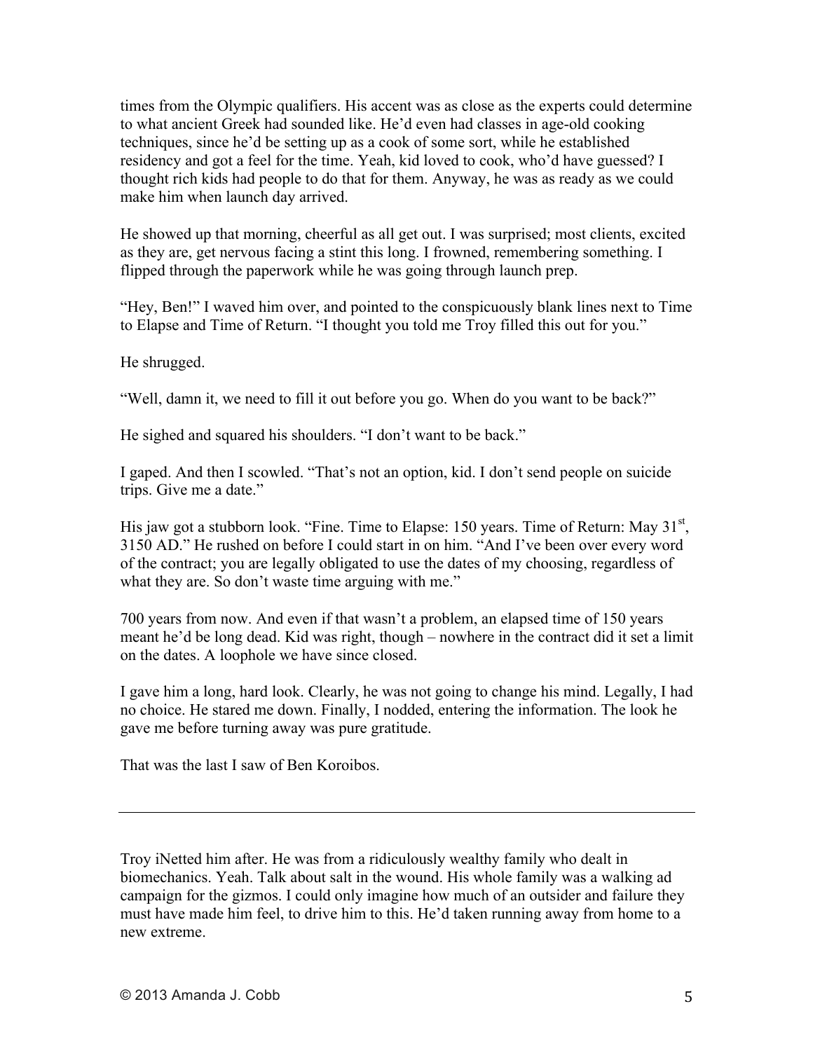times from the Olympic qualifiers. His accent was as close as the experts could determine to what ancient Greek had sounded like. He'd even had classes in age-old cooking techniques, since he'd be setting up as a cook of some sort, while he established residency and got a feel for the time. Yeah, kid loved to cook, who'd have guessed? I thought rich kids had people to do that for them. Anyway, he was as ready as we could make him when launch day arrived.

He showed up that morning, cheerful as all get out. I was surprised; most clients, excited as they are, get nervous facing a stint this long. I frowned, remembering something. I flipped through the paperwork while he was going through launch prep.

"Hey, Ben!" I waved him over, and pointed to the conspicuously blank lines next to Time to Elapse and Time of Return. "I thought you told me Troy filled this out for you."

He shrugged.

"Well, damn it, we need to fill it out before you go. When do you want to be back?"

He sighed and squared his shoulders. "I don't want to be back."

I gaped. And then I scowled. "That's not an option, kid. I don't send people on suicide trips. Give me a date."

His jaw got a stubborn look. "Fine. Time to Elapse: 150 years. Time of Return: May 31st, 3150 AD." He rushed on before I could start in on him. "And I've been over every word of the contract; you are legally obligated to use the dates of my choosing, regardless of what they are. So don't waste time arguing with me."

700 years from now. And even if that wasn't a problem, an elapsed time of 150 years meant he'd be long dead. Kid was right, though – nowhere in the contract did it set a limit on the dates. A loophole we have since closed.

I gave him a long, hard look. Clearly, he was not going to change his mind. Legally, I had no choice. He stared me down. Finally, I nodded, entering the information. The look he gave me before turning away was pure gratitude.

That was the last I saw of Ben Koroibos.

---

Troy iNetted him after. He was from a ridiculously wealthy family who dealt in biomechanics. Yeah. Talk about salt in the wound. His whole family was a walking ad campaign for the gizmos. I could only imagine how much of an outsider and failure they must have made him feel, to drive him to this. He'd taken running away from home to a new extreme.

© 2013 Amanda J. Cobb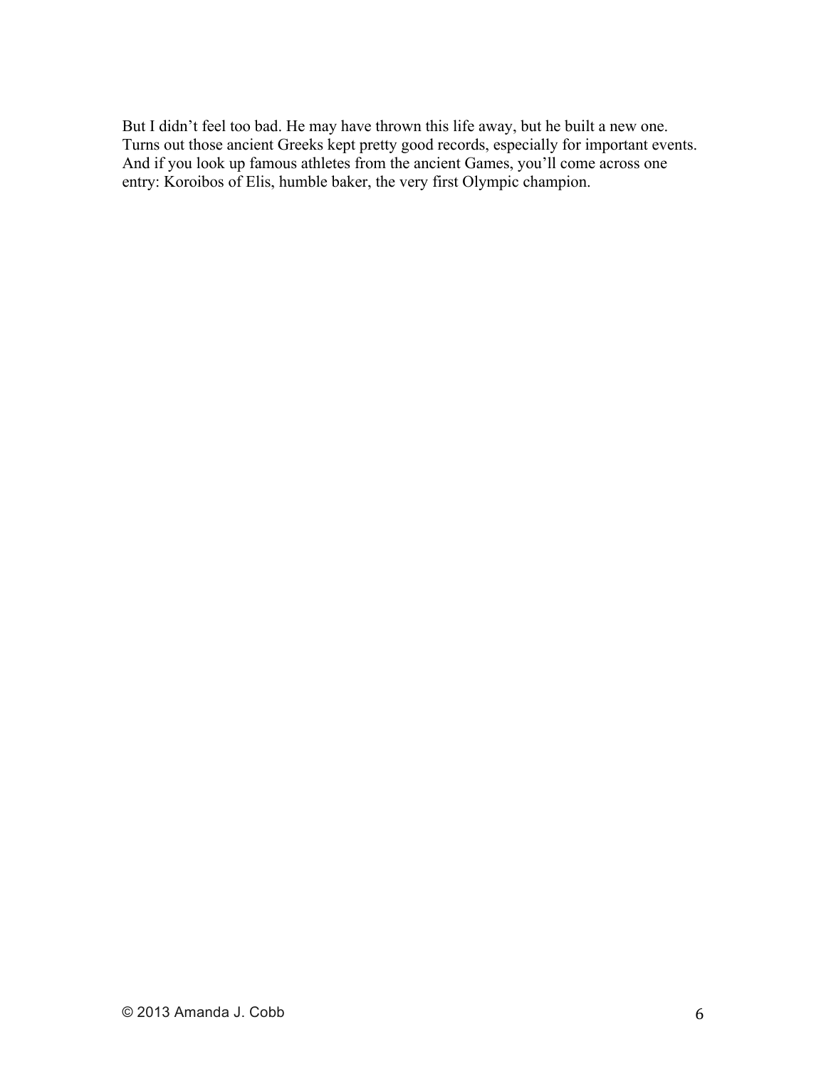But I didn't feel too bad. He may have thrown this life away, but he built a new one. Turns out those ancient Greeks kept pretty good records, especially for important events. And if you look up famous athletes from the ancient Games, you'll come across one entry: Koroibos of Elis, humble baker, the very first Olympic champion.